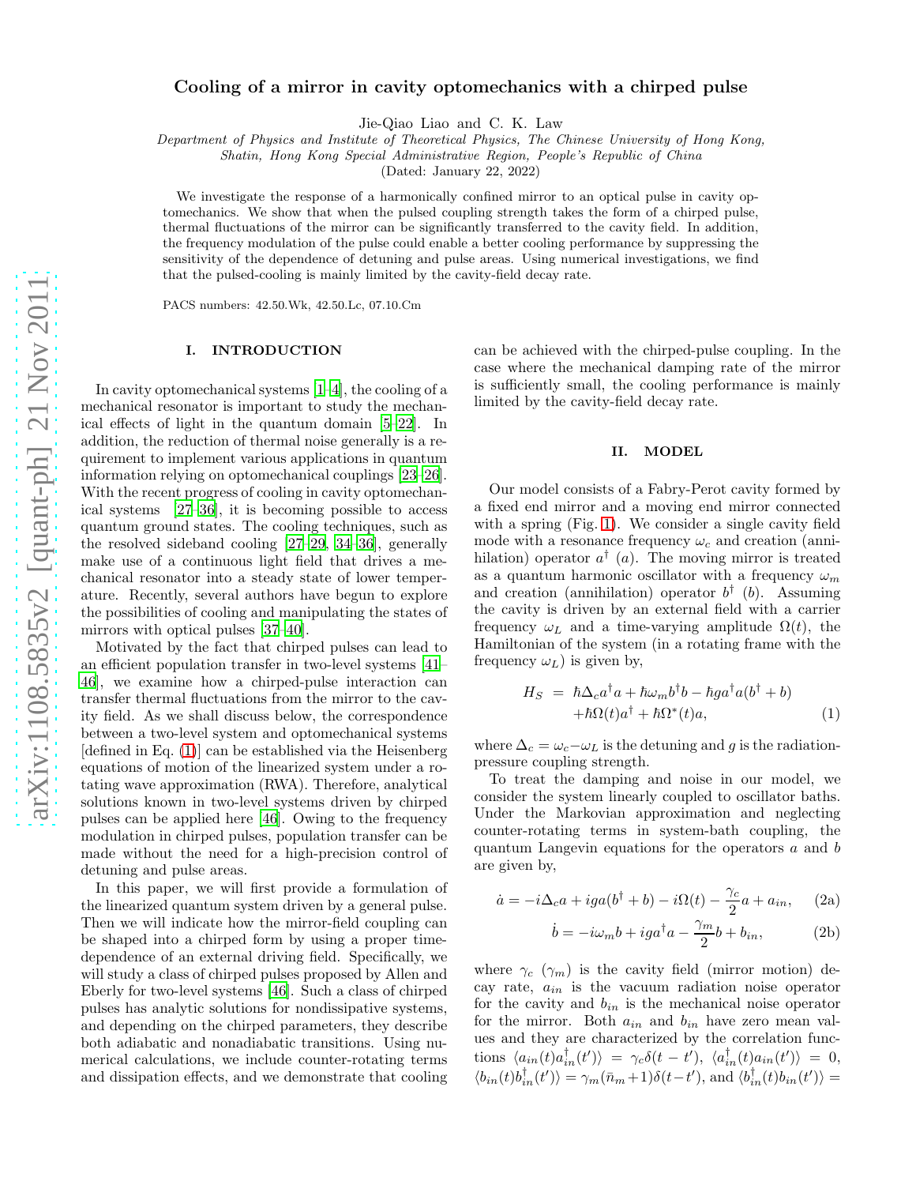# Cooling of a mirror in cavity optomechanics with a chirped pulse

Jie-Qiao Liao and C. K. Law

*Department of Physics and Institute of Theoretical Physics, The Chinese University of Hong Kong, Shatin, Hong Kong Special Administrative Region, People's Republic of China*

(Dated: January 22, 2022)

We investigate the response of a harmonically confined mirror to an optical pulse in cavity optomechanics. We show that when the pulsed coupling strength takes the form of a chirped pulse, thermal fluctuations of the mirror can be significantly transferred to the cavity field. In addition, the frequency modulation of the pulse could enable a better cooling performance by suppressing the sensitivity of the dependence of detuning and pulse areas. Using numerical investigations, we find that the pulsed-cooling is mainly limited by the cavity-field decay rate.

PACS numbers: 42.50.Wk, 42.50.Lc, 07.10.Cm

## I. INTRODUCTION

In cavity optomechanical systems [1–4], the cooling of a mechanical resonator is important to study the mechanical effects of light in the quantum domain [5–22]. In addition, the reduction of thermal noise generally is a requirement to implement various applications in quantum information relying on optomechanical couplings [23–26]. With the recent progress of cooling in cavity optomechanical systems [27–36], it is becoming possible to access quantum ground states. The cooling techniques, such as the resolved sideband cooling [27–29, 34–36], generally make use of a continuous light field that drives a mechanical resonator into a steady state of lower temperature. Recently, several authors have begun to explore the possibilities of cooling and manipulating the states of mirrors with optical pulses [37–40].

Motivated by the fact that chirped pulses can lead to an efficient population transfer in two-level systems [41–46], we examine how a chirped-pulse interaction can transfer thermal fluctuations from the mirror to the cavity field. As we shall discuss below, the correspondence between a two-level system and optomechanical systems [defined in Eq. (1)] can be established via the Heisenberg equations of motion of the linearized system under a rotating wave approximation (RWA). Therefore, analytical solutions known in two-level systems driven by chirped pulses can be applied here [46]. Owing to the frequency modulation in chirped pulses, population transfer can be made without the need for a high-precision control of detuning and pulse areas.

In this paper, we will first provide a formulation of the linearized quantum system driven by a general pulse. Then we will indicate how the mirror-field coupling can be shaped into a chirped form by using a proper time-dependence of an external driving field. Specifically, we will study a class of chirped pulses proposed by Allen and Eberly for two-level systems [46]. Such a class of chirped pulses has analytic solutions for nondissipative systems, and depending on the chirped parameters, they describe both adiabatic and nonadiabatic transitions. Using numerical calculations, we include counter-rotating terms and dissipation effects, and we demonstrate that cooling can be achieved with the chirped-pulse coupling. In the case where the mechanical damping rate of the mirror is sufficiently small, the cooling performance is mainly limited by the cavity-field decay rate.

## II. MODEL

Our model consists of a Fabry-Perot cavity formed by a fixed end mirror and a moving end mirror connected with a spring (Fig. 1). We consider a single cavity field mode with a resonance frequency $\omega_c$ and creation (annihilation) operator $a^\dagger$ ($a$). The moving mirror is treated as a quantum harmonic oscillator with a frequency $\omega_m$ and creation (annihilation) operator $b^\dagger$ ($b$). Assuming the cavity is driven by an external field with a carrier frequency $\omega_L$ and a time-varying amplitude $\Omega(t)$, the Hamiltonian of the system (in a rotating frame with the frequency $\omega_L$) is given by,

$$
\begin{aligned}
H_S \;=\; & \hbar\Delta_c a^\dagger a + \hbar\omega_m b^\dagger b - \hbar g a^\dagger a(b^\dagger + b) \\
& + \hbar\Omega(t)a^\dagger + \hbar\Omega^*(t)a, \qquad (1)
\end{aligned}
$$

where $\Delta_c = \omega_c - \omega_L$ is the detuning and $g$ is the radiation-pressure coupling strength.

To treat the damping and noise in our model, we consider the system linearly coupled to oscillator baths. Under the Markovian approximation and neglecting counter-rotating terms in system-bath coupling, the quantum Langevin equations for the operators $a$ and $b$ are given by,

$$
\dot{a} = -i\Delta_c a + iga(b^\dagger + b) - i\Omega(t) - \frac{\gamma_c}{2}a + a_{in}, \qquad (2a)
$$

$$
\dot{b} = -i\omega_m b + iga^\dagger a - \frac{\gamma_m}{2}b + b_{in}, \qquad (2b)
$$

where $\gamma_c$ ($\gamma_m$) is the cavity field (mirror motion) decay rate, $a_{in}$ is the vacuum radiation noise operator for the cavity and $b_{in}$ is the mechanical noise operator for the mirror. Both $a_{in}$ and $b_{in}$ have zero mean values and they are characterized by the correlation functions $\langle a_{in}(t)a_{in}^\dagger(t')\rangle = \gamma_c\delta(t-t')$, $\langle a_{in}^\dagger(t)a_{in}(t')\rangle = 0$, $\langle b_{in}(t)b_{in}^\dagger(t')\rangle = \gamma_m(\bar{n}_m+1)\delta(t-t')$, and $\langle b_{in}^\dagger(t)b_{in}(t')\rangle =$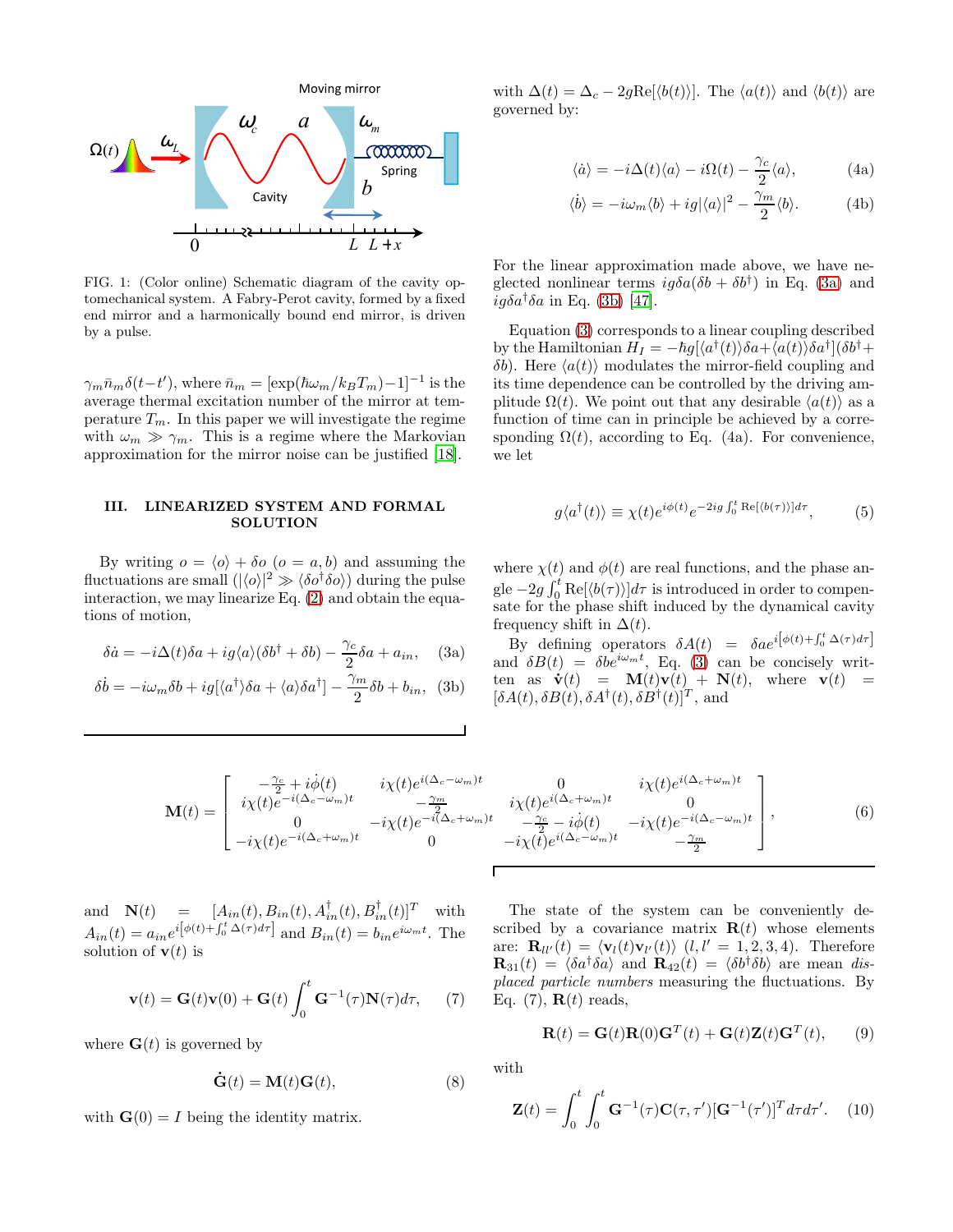FIG. 1: (Color online) Schematic diagram of the cavity optomechanical system. A Fabry-Perot cavity, formed by a fixed end mirror and a harmonically bound end mirror, is driven by a pulse.

$\gamma_m \bar{n}_m \delta(t-t')$, where $\bar{n}_m = [\exp(\hbar\omega_m/k_B T_m)-1]^{-1}$ is the average thermal excitation number of the mirror at temperature $T_m$. In this paper we will investigate the regime with $\omega_m \gg \gamma_m$. This is a regime where the Markovian approximation for the mirror noise can be justified [18].

## III. LINEARIZED SYSTEM AND FORMAL SOLUTION

By writing $o = \langle o \rangle + \delta o$ $(o = a, b)$ and assuming the fluctuations are small ($|\langle o \rangle|^2 \gg \langle \delta o^\dagger \delta o \rangle$) during the pulse interaction, we may linearize Eq. (2) and obtain the equations of motion,

$$\delta\dot{a} = -i\Delta(t)\delta a + ig\langle a \rangle(\delta b^\dagger + \delta b) - \frac{\gamma_c}{2}\delta a + a_{in}, \quad (3a)$$

$$\delta\dot{b} = -i\omega_m \delta b + ig[\langle a^\dagger \rangle \delta a + \langle a \rangle \delta a^\dagger] - \frac{\gamma_m}{2}\delta b + b_{in}, \quad (3b)$$

with $\Delta(t) = \Delta_c - 2g\mathrm{Re}[\langle b(t) \rangle]$. The $\langle a(t) \rangle$ and $\langle b(t) \rangle$ are governed by:

$$\langle \dot{a} \rangle = -i\Delta(t)\langle a \rangle - i\Omega(t) - \frac{\gamma_c}{2}\langle a \rangle, \quad (4a)$$

$$\langle \dot{b} \rangle = -i\omega_m \langle b \rangle + ig|\langle a \rangle|^2 - \frac{\gamma_m}{2}\langle b \rangle. \quad (4b)$$

For the linear approximation made above, we have neglected nonlinear terms $ig\delta a(\delta b + \delta b^\dagger)$ in Eq. (3a) and $ig\delta a^\dagger \delta a$ in Eq. (3b) [47].

Equation (3) corresponds to a linear coupling described by the Hamiltonian $H_I = -\hbar g[\langle a^\dagger(t) \rangle \delta a + \langle a(t) \rangle \delta a^\dagger](\delta b^\dagger + \delta b)$. Here $\langle a(t) \rangle$ modulates the mirror-field coupling and its time dependence can be controlled by the driving amplitude $\Omega(t)$. We point out that any desirable $\langle a(t) \rangle$ as a function of time can in principle be achieved by a corresponding $\Omega(t)$, according to Eq. (4a). For convenience, we let

$$g\langle a^\dagger(t) \rangle \equiv \chi(t) e^{i\phi(t)} e^{-2ig\int_0^t \mathrm{Re}[\langle b(\tau) \rangle]d\tau}, \quad (5)$$

where $\chi(t)$ and $\phi(t)$ are real functions, and the phase angle $-2g\int_0^t \mathrm{Re}[\langle b(\tau) \rangle]d\tau$ is introduced in order to compensate for the phase shift induced by the dynamical cavity frequency shift in $\Delta(t)$.

By defining operators $\delta A(t) = \delta a e^{i[\phi(t)+\int_0^t \Delta(\tau)d\tau]}$ and $\delta B(t) = \delta b e^{i\omega_m t}$, Eq. (3) can be concisely written as $\dot{\mathbf{v}}(t) = \mathbf{M}(t)\mathbf{v}(t) + \mathbf{N}(t)$, where $\mathbf{v}(t) = [\delta A(t), \delta B(t), \delta A^\dagger(t), \delta B^\dagger(t)]^T$, and

$$\mathbf{M}(t) = \begin{bmatrix} -\frac{\gamma_c}{2} + i\dot{\phi}(t) & i\chi(t)e^{i(\Delta_c-\omega_m)t} & 0 & i\chi(t)e^{i(\Delta_c+\omega_m)t} \\ i\chi(t)e^{-i(\Delta_c-\omega_m)t} & -\frac{\gamma_m}{2} & i\chi(t)e^{i(\Delta_c+\omega_m)t} & 0 \\ 0 & -i\chi(t)e^{-i(\Delta_c+\omega_m)t} & -\frac{\gamma_c}{2} - i\dot{\phi}(t) & -i\chi(t)e^{-i(\Delta_c-\omega_m)t} \\ -i\chi(t)e^{-i(\Delta_c+\omega_m)t} & 0 & -i\chi(t)e^{i(\Delta_c-\omega_m)t} & -\frac{\gamma_m}{2} \end{bmatrix}, \quad (6)$$

and $\mathbf{N}(t) = [A_{in}(t), B_{in}(t), A_{in}^\dagger(t), B_{in}^\dagger(t)]^T$ with $A_{in}(t) = a_{in} e^{i[\phi(t)+\int_0^t \Delta(\tau)d\tau]}$ and $B_{in}(t) = b_{in} e^{i\omega_m t}$. The solution of $\mathbf{v}(t)$ is

$$\mathbf{v}(t) = \mathbf{G}(t)\mathbf{v}(0) + \mathbf{G}(t)\int_0^t \mathbf{G}^{-1}(\tau)\mathbf{N}(\tau)d\tau, \quad (7)$$

where $\mathbf{G}(t)$ is governed by

$$\dot{\mathbf{G}}(t) = \mathbf{M}(t)\mathbf{G}(t), \quad (8)$$

with $\mathbf{G}(0) = I$ being the identity matrix.

The state of the system can be conveniently described by a covariance matrix $\mathbf{R}(t)$ whose elements are: $\mathbf{R}_{ll'}(t) = \langle \mathbf{v}_l(t)\mathbf{v}_{l'}(t) \rangle$ $(l, l' = 1, 2, 3, 4)$. Therefore $\mathbf{R}_{31}(t) = \langle \delta a^\dagger \delta a \rangle$ and $\mathbf{R}_{42}(t) = \langle \delta b^\dagger \delta b \rangle$ are mean *displaced particle numbers* measuring the fluctuations. By Eq. (7), $\mathbf{R}(t)$ reads,

$$\mathbf{R}(t) = \mathbf{G}(t)\mathbf{R}(0)\mathbf{G}^T(t) + \mathbf{G}(t)\mathbf{Z}(t)\mathbf{G}^T(t), \quad (9)$$

with

$$\mathbf{Z}(t) = \int_0^t \int_0^t \mathbf{G}^{-1}(\tau)\mathbf{C}(\tau, \tau')[\mathbf{G}^{-1}(\tau')]^T d\tau d\tau'. \quad (10)$$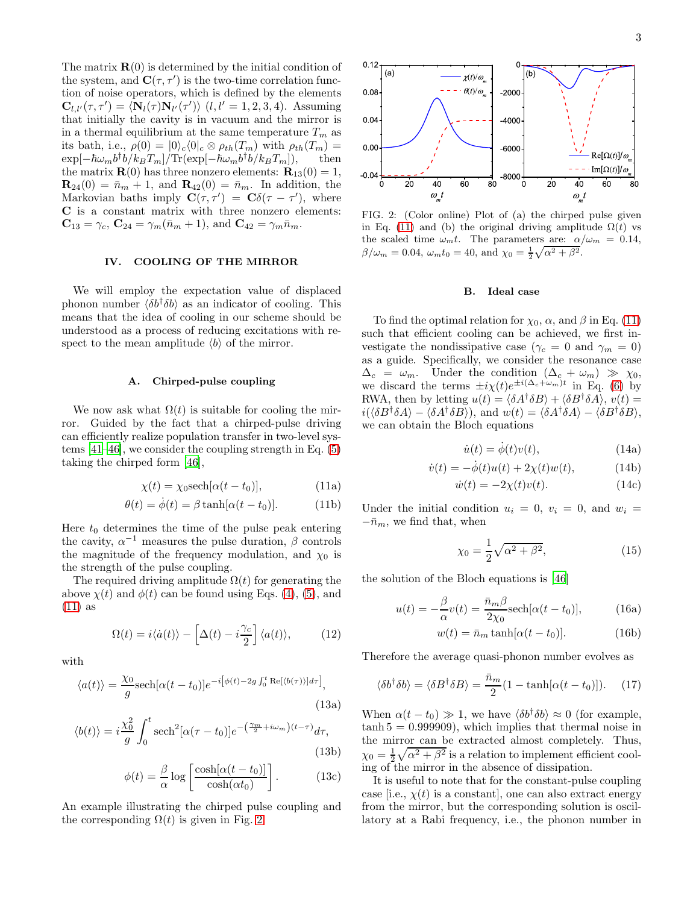The matrix $\mathbf{R}(0)$ is determined by the initial condition of the system, and $\mathbf{C}(\tau,\tau')$ is the two-time correlation function of noise operators, which is defined by the elements $\mathbf{C}_{l,l'}(\tau,\tau') = \langle \mathbf{N}_l(\tau)\mathbf{N}_{l'}(\tau')\rangle$ $(l,l'=1,2,3,4)$. Assuming that initially the cavity is in vacuum and the mirror is in a thermal equilibrium at the same temperature $T_m$ as its bath, i.e., $\rho(0) = |0\rangle_c\langle 0|_c \otimes \rho_{th}(T_m)$ with $\rho_{th}(T_m) = \exp[-\hbar\omega_m b^\dagger b/k_B T_m]/\mathrm{Tr}(\exp[-\hbar\omega_m b^\dagger b/k_B T_m])$, then the matrix $\mathbf{R}(0)$ has three nonzero elements: $\mathbf{R}_{13}(0)=1$, $\mathbf{R}_{24}(0)=\bar{n}_m+1$, and $\mathbf{R}_{42}(0)=\bar{n}_m$. In addition, the Markovian baths imply $\mathbf{C}(\tau,\tau') = \mathbf{C}\delta(\tau-\tau')$, where $\mathbf{C}$ is a constant matrix with three nonzero elements: $\mathbf{C}_{13}=\gamma_c$, $\mathbf{C}_{24}=\gamma_m(\bar{n}_m+1)$, and $\mathbf{C}_{42}=\gamma_m\bar{n}_m$.

## IV. COOLING OF THE MIRROR

We will employ the expectation value of displaced phonon number $\langle \delta b^\dagger \delta b\rangle$ as an indicator of cooling. This means that the idea of cooling in our scheme should be understood as a process of reducing excitations with respect to the mean amplitude $\langle b\rangle$ of the mirror.

### A. Chirped-pulse coupling

We now ask what $\Omega(t)$ is suitable for cooling the mirror. Guided by the fact that a chirped-pulse driving can efficiently realize population transfer in two-level systems [41–46], we consider the coupling strength in Eq. (5) taking the chirped form [46],

$$\chi(t) = \chi_0 \mathrm{sech}[\alpha(t-t_0)], \tag{11a}$$

$$\theta(t) = \dot{\phi}(t) = \beta\tanh[\alpha(t-t_0)]. \tag{11b}$$

Here $t_0$ determines the time of the pulse peak entering the cavity, $\alpha^{-1}$ measures the pulse duration, $\beta$ controls the magnitude of the frequency modulation, and $\chi_0$ is the strength of the pulse coupling.

The required driving amplitude $\Omega(t)$ for generating the above $\chi(t)$ and $\phi(t)$ can be found using Eqs. (4), (5), and (11) as

$$\Omega(t) = i\langle \dot{a}(t)\rangle - \left[\Delta(t) - i\frac{\gamma_c}{2}\right]\langle a(t)\rangle, \tag{12}$$

with

$$\langle a(t)\rangle = \frac{\chi_0}{g}\mathrm{sech}[\alpha(t-t_0)]e^{-i\left[\phi(t)-2g\int_0^t \mathrm{Re}[\langle b(\tau)\rangle]d\tau\right]}, \tag{13a}$$

$$\langle b(t)\rangle = i\frac{\chi_0^2}{g}\int_0^t \mathrm{sech}^2[\alpha(\tau-t_0)]e^{-\left(\frac{\gamma_m}{2}+i\omega_m\right)(t-\tau)}d\tau, \tag{13b}$$

$$\phi(t) = \frac{\beta}{\alpha}\log\left[\frac{\cosh[\alpha(t-t_0)]}{\cosh(\alpha t_0)}\right]. \tag{13c}$$

An example illustrating the chirped pulse coupling and the corresponding $\Omega(t)$ is given in Fig. 2.

FIG. 2: (Color online) Plot of (a) the chirped pulse given in Eq. (11) and (b) the original driving amplitude $\Omega(t)$ vs the scaled time $\omega_m t$. The parameters are: $\alpha/\omega_m = 0.14$, $\beta/\omega_m = 0.04$, $\omega_m t_0 = 40$, and $\chi_0 = \frac{1}{2}\sqrt{\alpha^2+\beta^2}$.

### B. Ideal case

To find the optimal relation for $\chi_0$, $\alpha$, and $\beta$ in Eq. (11) such that efficient cooling can be achieved, we first investigate the nondissipative case ($\gamma_c = 0$ and $\gamma_m = 0$) as a guide. Specifically, we consider the resonance case $\Delta_c = \omega_m$. Under the condition $(\Delta_c + \omega_m) \gg \chi_0$, we discard the terms $\pm i\chi(t)e^{\pm i(\Delta_c+\omega_m)t}$ in Eq. (6) by RWA, then by letting $u(t) = \langle \delta A^\dagger \delta B\rangle + \langle \delta B^\dagger \delta A\rangle$, $v(t) = i(\langle \delta B^\dagger \delta A\rangle - \langle \delta A^\dagger \delta B\rangle)$, and $w(t) = \langle \delta A^\dagger \delta A\rangle - \langle \delta B^\dagger \delta B\rangle$, we can obtain the Bloch equations

$$\dot{u}(t) = \dot{\phi}(t)v(t), \tag{14a}$$

$$\dot{v}(t) = -\dot{\phi}(t)u(t) + 2\chi(t)w(t), \tag{14b}$$

$$\dot{w}(t) = -2\chi(t)v(t). \tag{14c}$$

Under the initial condition $u_i = 0$, $v_i = 0$, and $w_i = -\bar{n}_m$, we find that, when

$$\chi_0 = \frac{1}{2}\sqrt{\alpha^2+\beta^2}, \tag{15}$$

the solution of the Bloch equations is [46]

$$u(t) = -\frac{\beta}{\alpha}v(t) = \frac{\bar{n}_m\beta}{2\chi_0}\mathrm{sech}[\alpha(t-t_0)], \tag{16a}$$

$$w(t) = \bar{n}_m\tanh[\alpha(t-t_0)]. \tag{16b}$$

Therefore the average quasi-phonon number evolves as

$$\langle \delta b^\dagger \delta b\rangle = \langle \delta B^\dagger \delta B\rangle = \frac{\bar{n}_m}{2}(1-\tanh[\alpha(t-t_0)]). \tag{17}$$

When $\alpha(t-t_0) \gg 1$, we have $\langle \delta b^\dagger \delta b\rangle \approx 0$ (for example, $\tanh 5 = 0.999909$), which implies that thermal noise in the mirror can be extracted almost completely. Thus, $\chi_0 = \frac{1}{2}\sqrt{\alpha^2+\beta^2}$ is a relation to implement efficient cooling of the mirror in the absence of dissipation.

It is useful to note that for the constant-pulse coupling case [i.e., $\chi(t)$ is a constant], one can also extract energy from the mirror, but the corresponding solution is oscillatory at a Rabi frequency, i.e., the phonon number in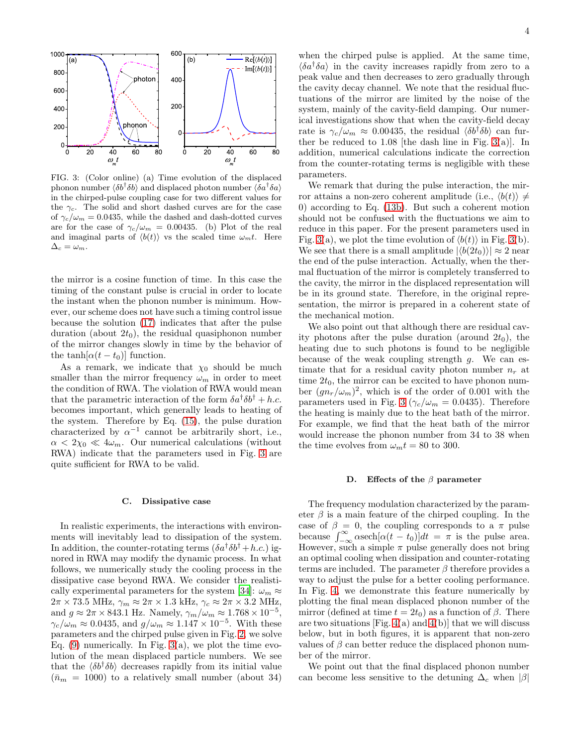FIG. 3: (Color online) (a) Time evolution of the displaced phonon number $\langle \delta b^\dagger \delta b\rangle$ and displaced photon number $\langle \delta a^\dagger \delta a\rangle$ in the chirped-pulse coupling case for two different values for the $\gamma_c$. The solid and short dashed curves are for the case of $\gamma_c/\omega_m = 0.0435$, while the dashed and dash-dotted curves are for the case of $\gamma_c/\omega_m = 0.00435$. (b) Plot of the real and imaginary parts of $\langle b(t)\rangle$ vs the scaled time $\omega_m t$. Here $\Delta_c = \omega_m$.

the mirror is a cosine function of time. In this case the timing of the constant pulse is crucial in order to locate the instant when the phonon number is minimum. However, our scheme does not have such a timing control issue because the solution (17) indicates that after the pulse duration (about $2t_0$), the residual quasiphonon number of the mirror changes slowly in time by the behavior of the $\tanh[\alpha(t-t_0)]$ function.

As a remark, we indicate that $\chi_0$ should be much smaller than the mirror frequency $\omega_m$ in order to meet the condition of RWA. The violation of RWA would mean that the parametric interaction of the form $\delta a^\dagger \delta b^\dagger + h.c.$ becomes important, which generally leads to heating of the system. Therefore by Eq. (15), the pulse duration characterized by $\alpha^{-1}$ cannot be arbitrarily short, i.e., $\alpha < 2\chi_0 \ll 4\omega_m$. Our numerical calculations (without RWA) indicate that the parameters used in Fig. 3 are quite sufficient for RWA to be valid.

### C. Dissipative case

In realistic experiments, the interactions with environments will inevitably lead to dissipation of the system. In addition, the counter-rotating terms ($\delta a^\dagger \delta b^\dagger + h.c.$) ignored in RWA may modify the dynamic process. In what follows, we numerically study the cooling process in the dissipative case beyond RWA. We consider the realistically experimental parameters for the system [34]: $\omega_m \approx 2\pi \times 73.5$ MHz, $\gamma_m \approx 2\pi \times 1.3$ kHz, $\gamma_c \approx 2\pi \times 3.2$ MHz, and $g \approx 2\pi \times 843.1$ Hz. Namely, $\gamma_m/\omega_m \approx 1.768 \times 10^{-5}$, $\gamma_c/\omega_m \approx 0.0435$, and $g/\omega_m \approx 1.147 \times 10^{-5}$. With these parameters and the chirped pulse given in Fig. 2, we solve Eq. (9) numerically. In Fig. 3(a), we plot the time evolution of the mean displaced particle numbers. We see that the $\langle \delta b^\dagger \delta b\rangle$ decreases rapidly from its initial value ($\bar{n}_m = 1000$) to a relatively small number (about 34) when the chirped pulse is applied. At the same time, $\langle \delta a^\dagger \delta a\rangle$ in the cavity increases rapidly from zero to a peak value and then decreases to zero gradually through the cavity decay channel. We note that the residual fluctuations of the mirror are limited by the noise of the system, mainly of the cavity-field damping. Our numerical investigations show that when the cavity-field decay rate is $\gamma_c/\omega_m \approx 0.00435$, the residual $\langle \delta b^\dagger \delta b\rangle$ can further be reduced to 1.08 [the dash line in Fig. 3(a)]. In addition, numerical calculations indicate the correction from the counter-rotating terms is negligible with these parameters.

We remark that during the pulse interaction, the mirror attains a non-zero coherent amplitude (i.e., $\langle b(t)\rangle \neq 0$) according to Eq. (13b). But such a coherent motion should not be confused with the fluctuations we aim to reduce in this paper. For the present parameters used in Fig. 3(a), we plot the time evolution of $\langle b(t)\rangle$ in Fig. 3(b). We see that there is a small amplitude $|\langle b(2t_0)\rangle| \approx 2$ near the end of the pulse interaction. Actually, when the thermal fluctuation of the mirror is completely transferred to the cavity, the mirror in the displaced representation will be in its ground state. Therefore, in the original representation, the mirror is prepared in a coherent state of the mechanical motion.

We also point out that although there are residual cavity photons after the pulse duration (around $2t_0$), the heating due to such photons is found to be negligible because of the weak coupling strength $g$. We can estimate that for a residual cavity photon number $n_r$ at time $2t_0$, the mirror can be excited to have phonon number $(gn_r/\omega_m)^2$, which is of the order of 0.001 with the parameters used in Fig. 3 ($\gamma_c/\omega_m = 0.0435$). Therefore the heating is mainly due to the heat bath of the mirror. For example, we find that the heat bath of the mirror would increase the phonon number from 34 to 38 when the time evolves from $\omega_m t = 80$ to 300.

### D. Effects of the $\beta$ parameter

The frequency modulation characterized by the parameter $\beta$ is a main feature of the chirped coupling. In the case of $\beta = 0$, the coupling corresponds to a $\pi$ pulse because $\int_{-\infty}^{\infty} \alpha \operatorname{sech}[\alpha(t-t_0)]dt = \pi$ is the pulse area. However, such a simple $\pi$ pulse generally does not bring an optimal cooling when dissipation and counter-rotating terms are included. The parameter $\beta$ therefore provides a way to adjust the pulse for a better cooling performance. In Fig. 4, we demonstrate this feature numerically by plotting the final mean displaced phonon number of the mirror (defined at time $t = 2t_0$) as a function of $\beta$. There are two situations [Fig. 4(a) and 4(b)] that we will discuss below, but in both figures, it is apparent that non-zero values of $\beta$ can better reduce the displaced phonon number of the mirror.

We point out that the final displaced phonon number can become less sensitive to the detuning $\Delta_c$ when $|\beta|$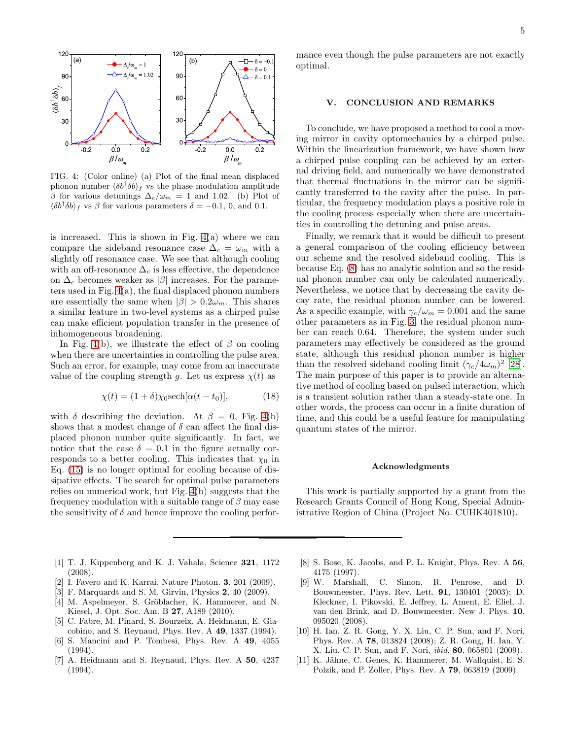FIG. 4: (Color online) (a) Plot of the final mean displaced phonon number $\langle \delta b^\dagger \delta b \rangle_f$ vs the phase modulation amplitude $\beta$ for various detunings $\Delta_c/\omega_m = 1$ and 1.02. (b) Plot of $\langle \delta b^\dagger \delta b \rangle_f$ vs $\beta$ for various parameters $\delta = -0.1$, 0, and 0.1.

is increased. This is shown in Fig. 4(a) where we can compare the sideband resonance case $\Delta_c = \omega_m$ with a slightly off resonance case. We see that although cooling with an off-resonance $\Delta_c$ is less effective, the dependence on $\Delta_c$ becomes weaker as $|\beta|$ increases. For the parameters used in Fig. 4(a), the final displaced phonon numbers are essentially the same when $|\beta| > 0.2\omega_m$. This shares a similar feature in two-level systems as a chirped pulse can make efficient population transfer in the presence of inhomogeneous broadening.

In Fig. 4(b), we illustrate the effect of $\beta$ on cooling when there are uncertainties in controlling the pulse area. Such an error, for example, may come from an inaccurate value of the coupling strength $g$. Let us express $\chi(t)$ as

$$\chi(t) = (1+\delta)\chi_0 \text{sech}[\alpha(t-t_0)], \tag{18}$$

with $\delta$ describing the deviation. At $\beta = 0$, Fig. 4(b) shows that a modest change of $\delta$ can affect the final displaced phonon number quite significantly. In fact, we notice that the case $\delta = 0.1$ in the figure actually corresponds to a better cooling. This indicates that $\chi_0$ in Eq. (15) is no longer optimal for cooling because of dissipative effects. The search for optimal pulse parameters relies on numerical work, but Fig. 4(b) suggests that the frequency modulation with a suitable range of $\beta$ may ease the sensitivity of $\delta$ and hence improve the cooling performance even though the pulse parameters are not exactly optimal.

## V. CONCLUSION AND REMARKS

To conclude, we have proposed a method to cool a moving mirror in cavity optomechanics by a chirped pulse. Within the linearization framework, we have shown how a chirped pulse coupling can be achieved by an external driving field, and numerically we have demonstrated that thermal fluctuations in the mirror can be significantly transferred to the cavity after the pulse. In particular, the frequency modulation plays a positive role in the cooling process especially when there are uncertainties in controlling the detuning and pulse areas.

Finally, we remark that it would be difficult to present a general comparison of the cooling efficiency between our scheme and the resolved sideband cooling. This is because Eq. (8) has no analytic solution and so the residual phonon number can only be calculated numerically. Nevertheless, we notice that by decreasing the cavity decay rate, the residual phonon number can be lowered. As a specific example, with $\gamma_c/\omega_m = 0.001$ and the same other parameters as in Fig. 3, the residual phonon number can reach 0.64. Therefore, the system under such parameters may effectively be considered as the ground state, although this residual phonon number is higher than the resolved sideband cooling limit $(\gamma_c/4\omega_m)^2$ [28]. The main purpose of this paper is to provide an alternative method of cooling based on pulsed interaction, which is a transient solution rather than a steady-state one. In other words, the process can occur in a finite duration of time, and this could be a useful feature for manipulating quantum states of the mirror.

### Acknowledgments

This work is partially supported by a grant from the Research Grants Council of Hong Kong, Special Administrative Region of China (Project No. CUHK401810).

---

[1] T. J. Kippenberg and K. J. Vahala, Science **321**, 1172 (2008).

[2] I. Favero and K. Karrai, Nature Photon. **3**, 201 (2009).

[3] F. Marquardt and S. M. Girvin, Physics **2**, 40 (2009).

[4] M. Aspelmeyer, S. Gröblacher, K. Hammerer, and N. Kiesel, J. Opt. Soc. Am. B **27**, A189 (2010).

[5] C. Fabre, M. Pinard, S. Bourzeix, A. Heidmann, E. Giacobino, and S. Reynaud, Phys. Rev. A **49**, 1337 (1994).

[6] S. Mancini and P. Tombesi, Phys. Rev. A **49**, 4055 (1994).

[7] A. Heidmann and S. Reynaud, Phys. Rev. A **50**, 4237 (1994).

[8] S. Bose, K. Jacobs, and P. L. Knight, Phys. Rev. A **56**, 4175 (1997).

[9] W. Marshall, C. Simon, R. Penrose, and D. Bouwmeester, Phys. Rev. Lett. **91**, 130401 (2003); D. Kleckner, I. Pikovski, E. Jeffrey, L. Ament, E. Eliel, J. van den Brink, and D. Bouwmeester, New J. Phys. **10**, 095020 (2008).

[10] H. Ian, Z. R. Gong, Y. X. Liu, C. P. Sun, and F. Nori, Phys. Rev. A **78**, 013824 (2008); Z. R. Gong, H. Ian, Y. X. Liu, C. P. Sun, and F. Nori, *ibid.* **80**, 065801 (2009).

[11] K. Jähne, C. Genes, K. Hammerer, M. Wallquist, E. S. Polzik, and P. Zoller, Phys. Rev. A **79**, 063819 (2009).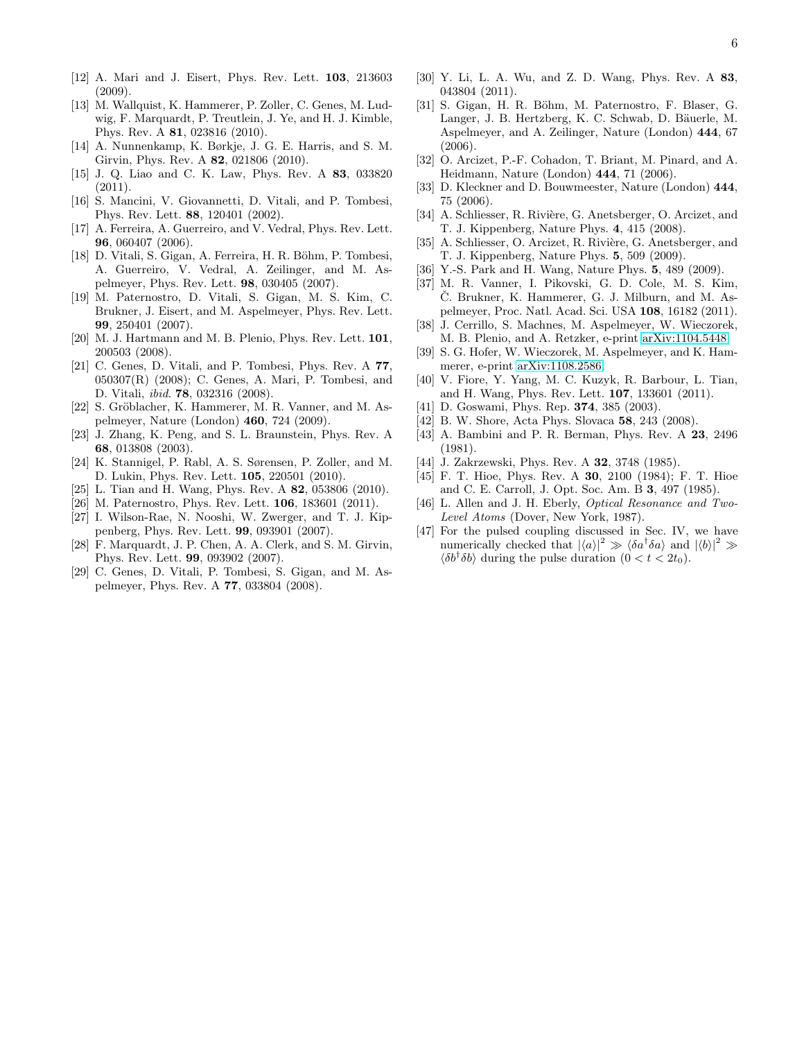[12] A. Mari and J. Eisert, Phys. Rev. Lett. **103**, 213603 (2009).

[13] M. Wallquist, K. Hammerer, P. Zoller, C. Genes, M. Ludwig, F. Marquardt, P. Treutlein, J. Ye, and H. J. Kimble, Phys. Rev. A **81**, 023816 (2010).

[14] A. Nunnenkamp, K. Børkje, J. G. E. Harris, and S. M. Girvin, Phys. Rev. A **82**, 021806 (2010).

[15] J. Q. Liao and C. K. Law, Phys. Rev. A **83**, 033820 (2011).

[16] S. Mancini, V. Giovannetti, D. Vitali, and P. Tombesi, Phys. Rev. Lett. **88**, 120401 (2002).

[17] A. Ferreira, A. Guerreiro, and V. Vedral, Phys. Rev. Lett. **96**, 060407 (2006).

[18] D. Vitali, S. Gigan, A. Ferreira, H. R. Böhm, P. Tombesi, A. Guerreiro, V. Vedral, A. Zeilinger, and M. Aspelmeyer, Phys. Rev. Lett. **98**, 030405 (2007).

[19] M. Paternostro, D. Vitali, S. Gigan, M. S. Kim, C. Brukner, J. Eisert, and M. Aspelmeyer, Phys. Rev. Lett. **99**, 250401 (2007).

[20] M. J. Hartmann and M. B. Plenio, Phys. Rev. Lett. **101**, 200503 (2008).

[21] C. Genes, D. Vitali, and P. Tombesi, Phys. Rev. A **77**, 050307(R) (2008); C. Genes, A. Mari, P. Tombesi, and D. Vitali, *ibid.* **78**, 032316 (2008).

[22] S. Gröblacher, K. Hammerer, M. R. Vanner, and M. Aspelmeyer, Nature (London) **460**, 724 (2009).

[23] J. Zhang, K. Peng, and S. L. Braunstein, Phys. Rev. A **68**, 013808 (2003).

[24] K. Stannigel, P. Rabl, A. S. Sørensen, P. Zoller, and M. D. Lukin, Phys. Rev. Lett. **105**, 220501 (2010).

[25] L. Tian and H. Wang, Phys. Rev. A **82**, 053806 (2010).

[26] M. Paternostro, Phys. Rev. Lett. **106**, 183601 (2011).

[27] I. Wilson-Rae, N. Nooshi, W. Zwerger, and T. J. Kippenberg, Phys. Rev. Lett. **99**, 093901 (2007).

[28] F. Marquardt, J. P. Chen, A. A. Clerk, and S. M. Girvin, Phys. Rev. Lett. **99**, 093902 (2007).

[29] C. Genes, D. Vitali, P. Tombesi, S. Gigan, and M. Aspelmeyer, Phys. Rev. A **77**, 033804 (2008).

[30] Y. Li, L. A. Wu, and Z. D. Wang, Phys. Rev. A **83**, 043804 (2011).

[31] S. Gigan, H. R. Böhm, M. Paternostro, F. Blaser, G. Langer, J. B. Hertzberg, K. C. Schwab, D. Bäuerle, M. Aspelmeyer, and A. Zeilinger, Nature (London) **444**, 67 (2006).

[32] O. Arcizet, P.-F. Cohadon, T. Briant, M. Pinard, and A. Heidmann, Nature (London) **444**, 71 (2006).

[33] D. Kleckner and D. Bouwmeester, Nature (London) **444**, 75 (2006).

[34] A. Schliesser, R. Rivière, G. Anetsberger, O. Arcizet, and T. J. Kippenberg, Nature Phys. **4**, 415 (2008).

[35] A. Schliesser, O. Arcizet, R. Rivière, G. Anetsberger, and T. J. Kippenberg, Nature Phys. **5**, 509 (2009).

[36] Y.-S. Park and H. Wang, Nature Phys. **5**, 489 (2009).

[37] M. R. Vanner, I. Pikovski, G. D. Cole, M. S. Kim, Č. Brukner, K. Hammerer, G. J. Milburn, and M. Aspelmeyer, Proc. Natl. Acad. Sci. USA **108**, 16182 (2011).

[38] J. Cerrillo, S. Machnes, M. Aspelmeyer, W. Wieczorek, M. B. Plenio, and A. Retzker, e-print arXiv:1104.5448.

[39] S. G. Hofer, W. Wieczorek, M. Aspelmeyer, and K. Hammerer, e-print arXiv:1108.2586.

[40] V. Fiore, Y. Yang, M. C. Kuzyk, R. Barbour, L. Tian, and H. Wang, Phys. Rev. Lett. **107**, 133601 (2011).

[41] D. Goswami, Phys. Rep. **374**, 385 (2003).

[42] B. W. Shore, Acta Phys. Slovaca **58**, 243 (2008).

[43] A. Bambini and P. R. Berman, Phys. Rev. A **23**, 2496 (1981).

[44] J. Zakrzewski, Phys. Rev. A **32**, 3748 (1985).

[45] F. T. Hioe, Phys. Rev. A **30**, 2100 (1984); F. T. Hioe and C. E. Carroll, J. Opt. Soc. Am. B **3**, 497 (1985).

[46] L. Allen and J. H. Eberly, *Optical Resonance and Two-Level Atoms* (Dover, New York, 1987).

[47] For the pulsed coupling discussed in Sec. IV, we have numerically checked that $|\langle a\rangle|^2 \gg \langle \delta a^\dagger \delta a\rangle$ and $|\langle b\rangle|^2 \gg \langle \delta b^\dagger \delta b\rangle$ during the pulse duration ($0 < t < 2t_0$).